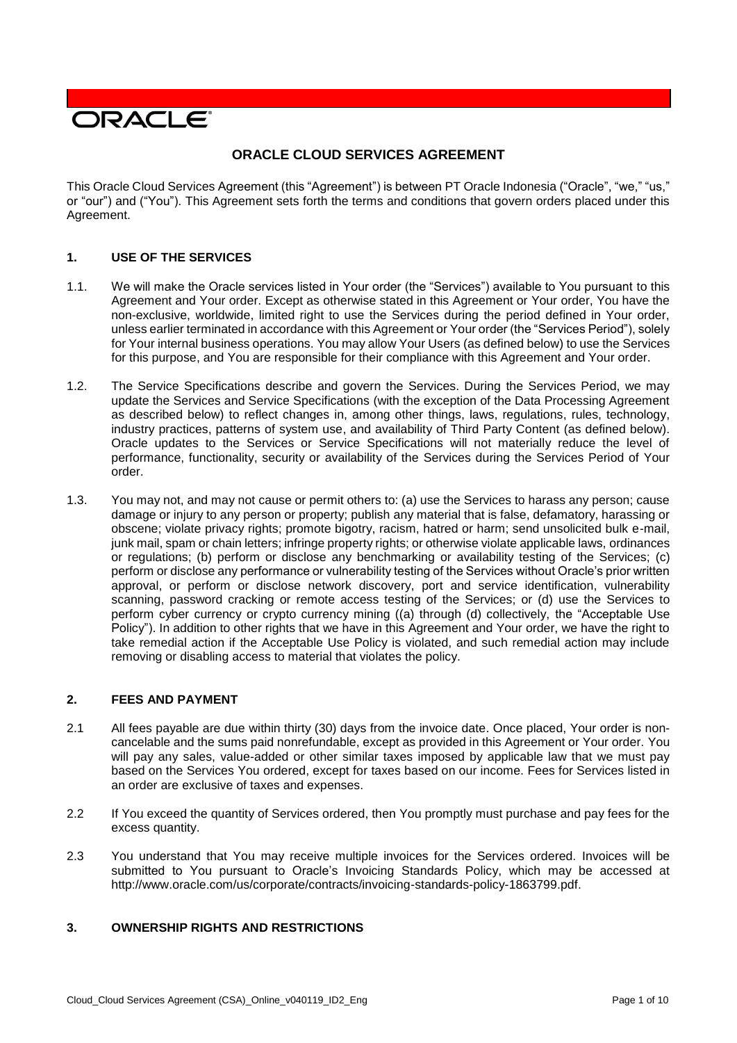ORACLE

# ORACLE CLOUD SERVICES AGREEMENT

This Oracle Cloud Services Agreement (this "Agreement") is between PT Oracle Indonesia ("Oracle", "we," "us," or "our") and ("You"). This Agreement sets forth the terms and conditions that govern orders placed under this Agreement.

## 1. USE OF THE SERVICES

1.1. We will make the Oracle services listed in Your order (the "Services") available to You pursuant to this Agreement and Your order. Except as otherwise stated in this Agreement or Your order, You have the non-exclusive, worldwide, limited right to use the Services during the period defined in Your order, unless earlier terminated in accordance with this Agreement or Your order (the "Services Period"), solely for Your internal business operations. You may allow Your Users (as defined below) to use the Services for this purpose, and You are responsible for their compliance with this Agreement and Your order.

1.2. The Service Specifications describe and govern the Services. During the Services Period, we may update the Services and Service Specifications (with the exception of the Data Processing Agreement as described below) to reflect changes in, among other things, laws, regulations, rules, technology, industry practices, patterns of system use, and availability of Third Party Content (as defined below). Oracle updates to the Services or Service Specifications will not materially reduce the level of performance, functionality, security or availability of the Services during the Services Period of Your order.

1.3. You may not, and may not cause or permit others to: (a) use the Services to harass any person; cause damage or injury to any person or property; publish any material that is false, defamatory, harassing or obscene; violate privacy rights; promote bigotry, racism, hatred or harm; send unsolicited bulk e-mail, junk mail, spam or chain letters; infringe property rights; or otherwise violate applicable laws, ordinances or regulations; (b) perform or disclose any benchmarking or availability testing of the Services; (c) perform or disclose any performance or vulnerability testing of the Services without Oracle's prior written approval, or perform or disclose network discovery, port and service identification, vulnerability scanning, password cracking or remote access testing of the Services; or (d) use the Services to perform cyber currency or crypto currency mining ((a) through (d) collectively, the "Acceptable Use Policy"). In addition to other rights that we have in this Agreement and Your order, we have the right to take remedial action if the Acceptable Use Policy is violated, and such remedial action may include removing or disabling access to material that violates the policy.

## 2. FEES AND PAYMENT

2.1 All fees payable are due within thirty (30) days from the invoice date. Once placed, Your order is non-cancelable and the sums paid nonrefundable, except as provided in this Agreement or Your order. You will pay any sales, value-added or other similar taxes imposed by applicable law that we must pay based on the Services You ordered, except for taxes based on our income. Fees for Services listed in an order are exclusive of taxes and expenses.

2.2 If You exceed the quantity of Services ordered, then You promptly must purchase and pay fees for the excess quantity.

2.3 You understand that You may receive multiple invoices for the Services ordered. Invoices will be submitted to You pursuant to Oracle's Invoicing Standards Policy, which may be accessed at http://www.oracle.com/us/corporate/contracts/invoicing-standards-policy-1863799.pdf.

## 3. OWNERSHIP RIGHTS AND RESTRICTIONS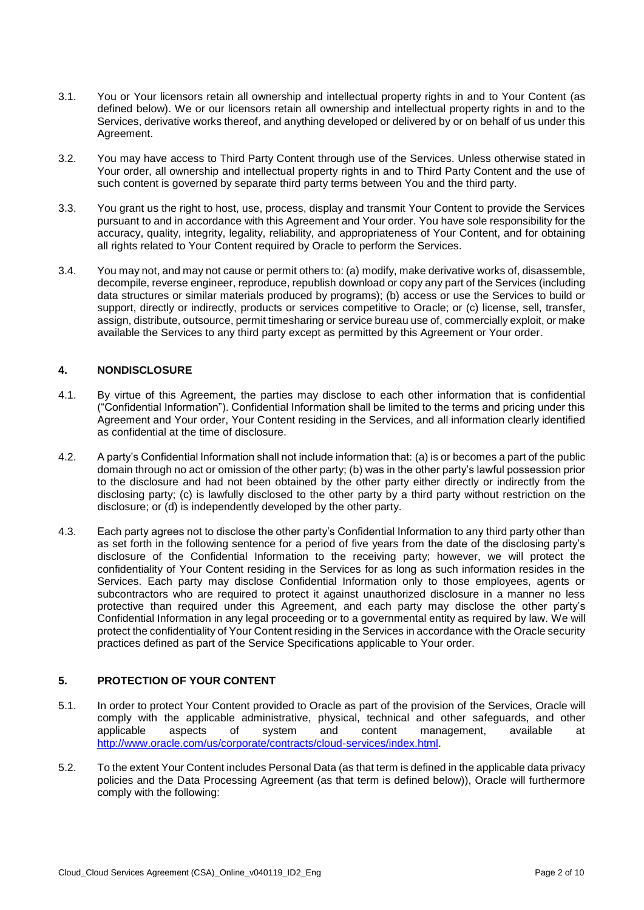3.1. You or Your licensors retain all ownership and intellectual property rights in and to Your Content (as defined below). We or our licensors retain all ownership and intellectual property rights in and to the Services, derivative works thereof, and anything developed or delivered by or on behalf of us under this Agreement.

3.2. You may have access to Third Party Content through use of the Services. Unless otherwise stated in Your order, all ownership and intellectual property rights in and to Third Party Content and the use of such content is governed by separate third party terms between You and the third party.

3.3. You grant us the right to host, use, process, display and transmit Your Content to provide the Services pursuant to and in accordance with this Agreement and Your order. You have sole responsibility for the accuracy, quality, integrity, legality, reliability, and appropriateness of Your Content, and for obtaining all rights related to Your Content required by Oracle to perform the Services.

3.4. You may not, and may not cause or permit others to: (a) modify, make derivative works of, disassemble, decompile, reverse engineer, reproduce, republish download or copy any part of the Services (including data structures or similar materials produced by programs); (b) access or use the Services to build or support, directly or indirectly, products or services competitive to Oracle; or (c) license, sell, transfer, assign, distribute, outsource, permit timesharing or service bureau use of, commercially exploit, or make available the Services to any third party except as permitted by this Agreement or Your order.

## 4. NONDISCLOSURE

4.1. By virtue of this Agreement, the parties may disclose to each other information that is confidential ("Confidential Information"). Confidential Information shall be limited to the terms and pricing under this Agreement and Your order, Your Content residing in the Services, and all information clearly identified as confidential at the time of disclosure.

4.2. A party's Confidential Information shall not include information that: (a) is or becomes a part of the public domain through no act or omission of the other party; (b) was in the other party's lawful possession prior to the disclosure and had not been obtained by the other party either directly or indirectly from the disclosing party; (c) is lawfully disclosed to the other party by a third party without restriction on the disclosure; or (d) is independently developed by the other party.

4.3. Each party agrees not to disclose the other party's Confidential Information to any third party other than as set forth in the following sentence for a period of five years from the date of the disclosing party's disclosure of the Confidential Information to the receiving party; however, we will protect the confidentiality of Your Content residing in the Services for as long as such information resides in the Services. Each party may disclose Confidential Information only to those employees, agents or subcontractors who are required to protect it against unauthorized disclosure in a manner no less protective than required under this Agreement, and each party may disclose the other party's Confidential Information in any legal proceeding or to a governmental entity as required by law. We will protect the confidentiality of Your Content residing in the Services in accordance with the Oracle security practices defined as part of the Service Specifications applicable to Your order.

## 5. PROTECTION OF YOUR CONTENT

5.1. In order to protect Your Content provided to Oracle as part of the provision of the Services, Oracle will comply with the applicable administrative, physical, technical and other safeguards, and other applicable aspects of system and content management, available at http://www.oracle.com/us/corporate/contracts/cloud-services/index.html.

5.2. To the extent Your Content includes Personal Data (as that term is defined in the applicable data privacy policies and the Data Processing Agreement (as that term is defined below)), Oracle will furthermore comply with the following: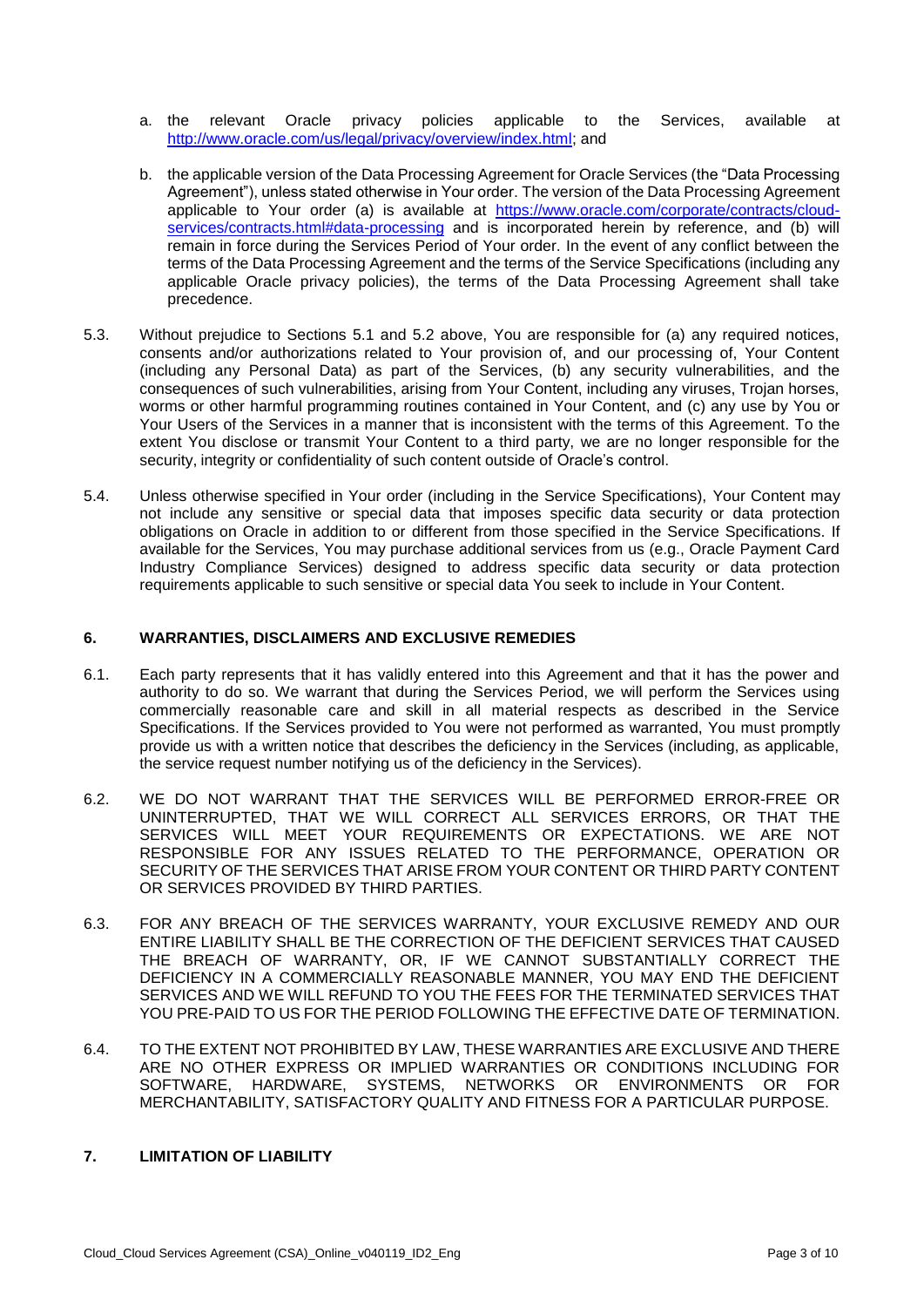a. the relevant Oracle privacy policies applicable to the Services, available at [http://www.oracle.com/us/legal/privacy/overview/index.html](http://www.oracle.com/us/legal/privacy/overview/index.html); and

b. the applicable version of the Data Processing Agreement for Oracle Services (the "Data Processing Agreement"), unless stated otherwise in Your order. The version of the Data Processing Agreement applicable to Your order (a) is available at [https://www.oracle.com/corporate/contracts/cloud-services/contracts.html#data-processing](https://www.oracle.com/corporate/contracts/cloud-services/contracts.html#data-processing) and is incorporated herein by reference, and (b) will remain in force during the Services Period of Your order. In the event of any conflict between the terms of the Data Processing Agreement and the terms of the Service Specifications (including any applicable Oracle privacy policies), the terms of the Data Processing Agreement shall take precedence.

5.3. Without prejudice to Sections 5.1 and 5.2 above, You are responsible for (a) any required notices, consents and/or authorizations related to Your provision of, and our processing of, Your Content (including any Personal Data) as part of the Services, (b) any security vulnerabilities, and the consequences of such vulnerabilities, arising from Your Content, including any viruses, Trojan horses, worms or other harmful programming routines contained in Your Content, and (c) any use by You or Your Users of the Services in a manner that is inconsistent with the terms of this Agreement. To the extent You disclose or transmit Your Content to a third party, we are no longer responsible for the security, integrity or confidentiality of such content outside of Oracle's control.

5.4. Unless otherwise specified in Your order (including in the Service Specifications), Your Content may not include any sensitive or special data that imposes specific data security or data protection obligations on Oracle in addition to or different from those specified in the Service Specifications. If available for the Services, You may purchase additional services from us (e.g., Oracle Payment Card Industry Compliance Services) designed to address specific data security or data protection requirements applicable to such sensitive or special data You seek to include in Your Content.

## 6. WARRANTIES, DISCLAIMERS AND EXCLUSIVE REMEDIES

6.1. Each party represents that it has validly entered into this Agreement and that it has the power and authority to do so. We warrant that during the Services Period, we will perform the Services using commercially reasonable care and skill in all material respects as described in the Service Specifications. If the Services provided to You were not performed as warranted, You must promptly provide us with a written notice that describes the deficiency in the Services (including, as applicable, the service request number notifying us of the deficiency in the Services).

6.2. WE DO NOT WARRANT THAT THE SERVICES WILL BE PERFORMED ERROR-FREE OR UNINTERRUPTED, THAT WE WILL CORRECT ALL SERVICES ERRORS, OR THAT THE SERVICES WILL MEET YOUR REQUIREMENTS OR EXPECTATIONS. WE ARE NOT RESPONSIBLE FOR ANY ISSUES RELATED TO THE PERFORMANCE, OPERATION OR SECURITY OF THE SERVICES THAT ARISE FROM YOUR CONTENT OR THIRD PARTY CONTENT OR SERVICES PROVIDED BY THIRD PARTIES.

6.3. FOR ANY BREACH OF THE SERVICES WARRANTY, YOUR EXCLUSIVE REMEDY AND OUR ENTIRE LIABILITY SHALL BE THE CORRECTION OF THE DEFICIENT SERVICES THAT CAUSED THE BREACH OF WARRANTY, OR, IF WE CANNOT SUBSTANTIALLY CORRECT THE DEFICIENCY IN A COMMERCIALLY REASONABLE MANNER, YOU MAY END THE DEFICIENT SERVICES AND WE WILL REFUND TO YOU THE FEES FOR THE TERMINATED SERVICES THAT YOU PRE-PAID TO US FOR THE PERIOD FOLLOWING THE EFFECTIVE DATE OF TERMINATION.

6.4. TO THE EXTENT NOT PROHIBITED BY LAW, THESE WARRANTIES ARE EXCLUSIVE AND THERE ARE NO OTHER EXPRESS OR IMPLIED WARRANTIES OR CONDITIONS INCLUDING FOR SOFTWARE, HARDWARE, SYSTEMS, NETWORKS OR ENVIRONMENTS OR FOR MERCHANTABILITY, SATISFACTORY QUALITY AND FITNESS FOR A PARTICULAR PURPOSE.

## 7. LIMITATION OF LIABILITY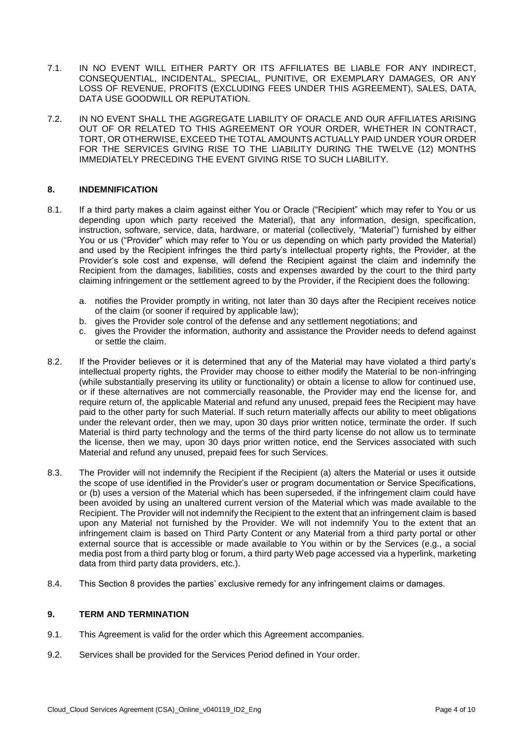7.1. IN NO EVENT WILL EITHER PARTY OR ITS AFFILIATES BE LIABLE FOR ANY INDIRECT, CONSEQUENTIAL, INCIDENTAL, SPECIAL, PUNITIVE, OR EXEMPLARY DAMAGES, OR ANY LOSS OF REVENUE, PROFITS (EXCLUDING FEES UNDER THIS AGREEMENT), SALES, DATA, DATA USE GOODWILL OR REPUTATION.

7.2. IN NO EVENT SHALL THE AGGREGATE LIABILITY OF ORACLE AND OUR AFFILIATES ARISING OUT OF OR RELATED TO THIS AGREEMENT OR YOUR ORDER, WHETHER IN CONTRACT, TORT, OR OTHERWISE, EXCEED THE TOTAL AMOUNTS ACTUALLY PAID UNDER YOUR ORDER FOR THE SERVICES GIVING RISE TO THE LIABILITY DURING THE TWELVE (12) MONTHS IMMEDIATELY PRECEDING THE EVENT GIVING RISE TO SUCH LIABILITY.

## 8. INDEMNIFICATION

8.1. If a third party makes a claim against either You or Oracle ("Recipient" which may refer to You or us depending upon which party received the Material), that any information, design, specification, instruction, software, service, data, hardware, or material (collectively, "Material") furnished by either You or us ("Provider" which may refer to You or us depending on which party provided the Material) and used by the Recipient infringes the third party's intellectual property rights, the Provider, at the Provider's sole cost and expense, will defend the Recipient against the claim and indemnify the Recipient from the damages, liabilities, costs and expenses awarded by the court to the third party claiming infringement or the settlement agreed to by the Provider, if the Recipient does the following:

a. notifies the Provider promptly in writing, not later than 30 days after the Recipient receives notice of the claim (or sooner if required by applicable law);
b. gives the Provider sole control of the defense and any settlement negotiations; and
c. gives the Provider the information, authority and assistance the Provider needs to defend against or settle the claim.

8.2. If the Provider believes or it is determined that any of the Material may have violated a third party's intellectual property rights, the Provider may choose to either modify the Material to be non-infringing (while substantially preserving its utility or functionality) or obtain a license to allow for continued use, or if these alternatives are not commercially reasonable, the Provider may end the license for, and require return of, the applicable Material and refund any unused, prepaid fees the Recipient may have paid to the other party for such Material. If such return materially affects our ability to meet obligations under the relevant order, then we may, upon 30 days prior written notice, terminate the order. If such Material is third party technology and the terms of the third party license do not allow us to terminate the license, then we may, upon 30 days prior written notice, end the Services associated with such Material and refund any unused, prepaid fees for such Services.

8.3. The Provider will not indemnify the Recipient if the Recipient (a) alters the Material or uses it outside the scope of use identified in the Provider's user or program documentation or Service Specifications, or (b) uses a version of the Material which has been superseded, if the infringement claim could have been avoided by using an unaltered current version of the Material which was made available to the Recipient. The Provider will not indemnify the Recipient to the extent that an infringement claim is based upon any Material not furnished by the Provider. We will not indemnify You to the extent that an infringement claim is based on Third Party Content or any Material from a third party portal or other external source that is accessible or made available to You within or by the Services (e.g., a social media post from a third party blog or forum, a third party Web page accessed via a hyperlink, marketing data from third party data providers, etc.).

8.4. This Section 8 provides the parties' exclusive remedy for any infringement claims or damages.

## 9. TERM AND TERMINATION

9.1. This Agreement is valid for the order which this Agreement accompanies.

9.2. Services shall be provided for the Services Period defined in Your order.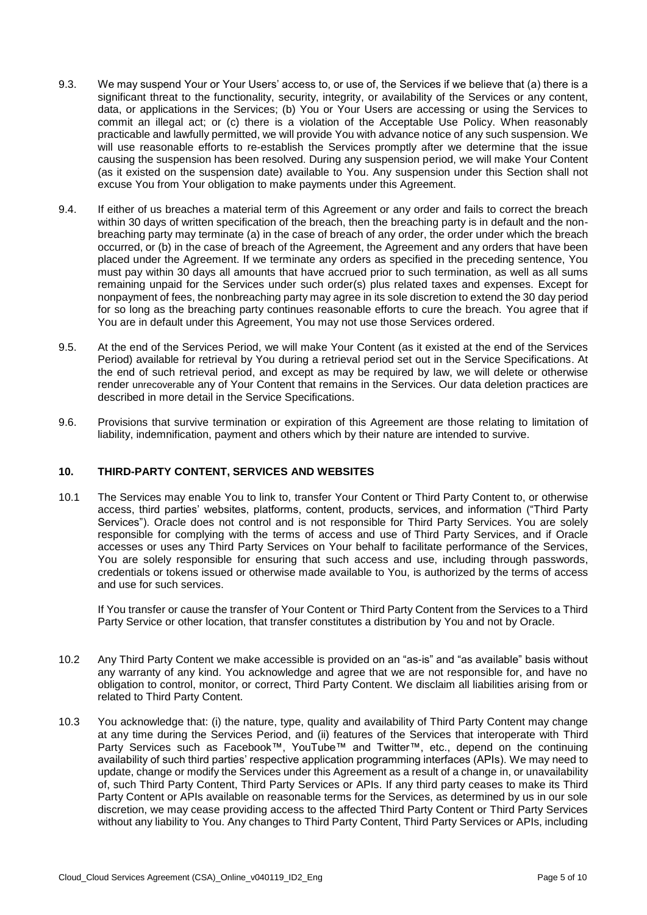9.3. We may suspend Your or Your Users' access to, or use of, the Services if we believe that (a) there is a significant threat to the functionality, security, integrity, or availability of the Services or any content, data, or applications in the Services; (b) You or Your Users are accessing or using the Services to commit an illegal act; or (c) there is a violation of the Acceptable Use Policy. When reasonably practicable and lawfully permitted, we will provide You with advance notice of any such suspension. We will use reasonable efforts to re-establish the Services promptly after we determine that the issue causing the suspension has been resolved. During any suspension period, we will make Your Content (as it existed on the suspension date) available to You. Any suspension under this Section shall not excuse You from Your obligation to make payments under this Agreement.

9.4. If either of us breaches a material term of this Agreement or any order and fails to correct the breach within 30 days of written specification of the breach, then the breaching party is in default and the non-breaching party may terminate (a) in the case of breach of any order, the order under which the breach occurred, or (b) in the case of breach of the Agreement, the Agreement and any orders that have been placed under the Agreement. If we terminate any orders as specified in the preceding sentence, You must pay within 30 days all amounts that have accrued prior to such termination, as well as all sums remaining unpaid for the Services under such order(s) plus related taxes and expenses. Except for nonpayment of fees, the nonbreaching party may agree in its sole discretion to extend the 30 day period for so long as the breaching party continues reasonable efforts to cure the breach. You agree that if You are in default under this Agreement, You may not use those Services ordered.

9.5. At the end of the Services Period, we will make Your Content (as it existed at the end of the Services Period) available for retrieval by You during a retrieval period set out in the Service Specifications. At the end of such retrieval period, and except as may be required by law, we will delete or otherwise render unrecoverable any of Your Content that remains in the Services. Our data deletion practices are described in more detail in the Service Specifications.

9.6. Provisions that survive termination or expiration of this Agreement are those relating to limitation of liability, indemnification, payment and others which by their nature are intended to survive.

## 10. THIRD-PARTY CONTENT, SERVICES AND WEBSITES

10.1 The Services may enable You to link to, transfer Your Content or Third Party Content to, or otherwise access, third parties' websites, platforms, content, products, services, and information ("Third Party Services"). Oracle does not control and is not responsible for Third Party Services. You are solely responsible for complying with the terms of access and use of Third Party Services, and if Oracle accesses or uses any Third Party Services on Your behalf to facilitate performance of the Services, You are solely responsible for ensuring that such access and use, including through passwords, credentials or tokens issued or otherwise made available to You, is authorized by the terms of access and use for such services.

If You transfer or cause the transfer of Your Content or Third Party Content from the Services to a Third Party Service or other location, that transfer constitutes a distribution by You and not by Oracle.

10.2 Any Third Party Content we make accessible is provided on an "as-is" and "as available" basis without any warranty of any kind. You acknowledge and agree that we are not responsible for, and have no obligation to control, monitor, or correct, Third Party Content. We disclaim all liabilities arising from or related to Third Party Content.

10.3 You acknowledge that: (i) the nature, type, quality and availability of Third Party Content may change at any time during the Services Period, and (ii) features of the Services that interoperate with Third Party Services such as Facebook™, YouTube™ and Twitter™, etc., depend on the continuing availability of such third parties' respective application programming interfaces (APIs). We may need to update, change or modify the Services under this Agreement as a result of a change in, or unavailability of, such Third Party Content, Third Party Services or APIs. If any third party ceases to make its Third Party Content or APIs available on reasonable terms for the Services, as determined by us in our sole discretion, we may cease providing access to the affected Third Party Content or Third Party Services without any liability to You. Any changes to Third Party Content, Third Party Services or APIs, including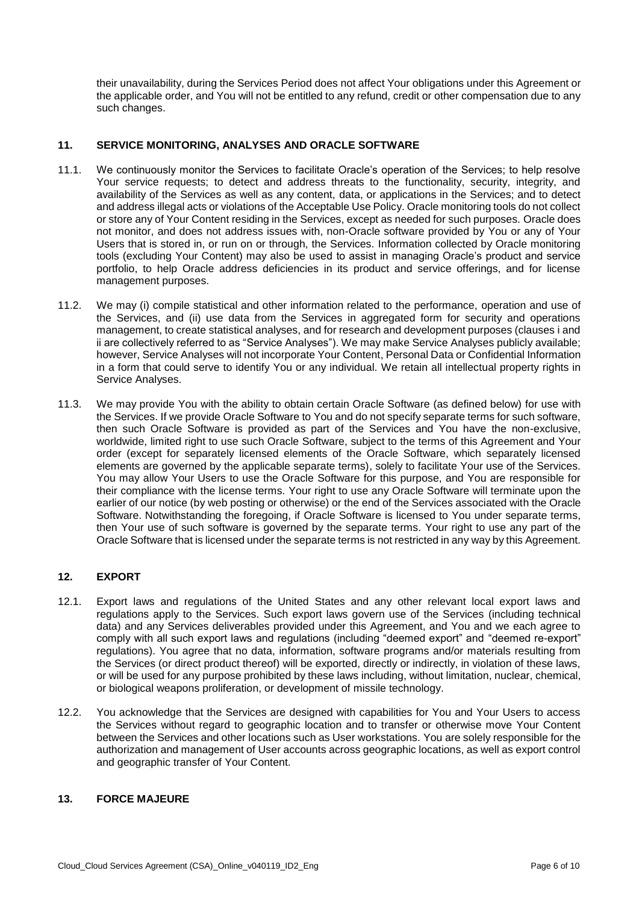their unavailability, during the Services Period does not affect Your obligations under this Agreement or the applicable order, and You will not be entitled to any refund, credit or other compensation due to any such changes.

## 11. SERVICE MONITORING, ANALYSES AND ORACLE SOFTWARE

11.1. We continuously monitor the Services to facilitate Oracle's operation of the Services; to help resolve Your service requests; to detect and address threats to the functionality, security, integrity, and availability of the Services as well as any content, data, or applications in the Services; and to detect and address illegal acts or violations of the Acceptable Use Policy. Oracle monitoring tools do not collect or store any of Your Content residing in the Services, except as needed for such purposes. Oracle does not monitor, and does not address issues with, non-Oracle software provided by You or any of Your Users that is stored in, or run on or through, the Services. Information collected by Oracle monitoring tools (excluding Your Content) may also be used to assist in managing Oracle's product and service portfolio, to help Oracle address deficiencies in its product and service offerings, and for license management purposes.

11.2. We may (i) compile statistical and other information related to the performance, operation and use of the Services, and (ii) use data from the Services in aggregated form for security and operations management, to create statistical analyses, and for research and development purposes (clauses i and ii are collectively referred to as "Service Analyses"). We may make Service Analyses publicly available; however, Service Analyses will not incorporate Your Content, Personal Data or Confidential Information in a form that could serve to identify You or any individual. We retain all intellectual property rights in Service Analyses.

11.3. We may provide You with the ability to obtain certain Oracle Software (as defined below) for use with the Services. If we provide Oracle Software to You and do not specify separate terms for such software, then such Oracle Software is provided as part of the Services and You have the non-exclusive, worldwide, limited right to use such Oracle Software, subject to the terms of this Agreement and Your order (except for separately licensed elements of the Oracle Software, which separately licensed elements are governed by the applicable separate terms), solely to facilitate Your use of the Services. You may allow Your Users to use the Oracle Software for this purpose, and You are responsible for their compliance with the license terms. Your right to use any Oracle Software will terminate upon the earlier of our notice (by web posting or otherwise) or the end of the Services associated with the Oracle Software. Notwithstanding the foregoing, if Oracle Software is licensed to You under separate terms, then Your use of such software is governed by the separate terms. Your right to use any part of the Oracle Software that is licensed under the separate terms is not restricted in any way by this Agreement.

## 12. EXPORT

12.1. Export laws and regulations of the United States and any other relevant local export laws and regulations apply to the Services. Such export laws govern use of the Services (including technical data) and any Services deliverables provided under this Agreement, and You and we each agree to comply with all such export laws and regulations (including "deemed export" and "deemed re-export" regulations). You agree that no data, information, software programs and/or materials resulting from the Services (or direct product thereof) will be exported, directly or indirectly, in violation of these laws, or will be used for any purpose prohibited by these laws including, without limitation, nuclear, chemical, or biological weapons proliferation, or development of missile technology.

12.2. You acknowledge that the Services are designed with capabilities for You and Your Users to access the Services without regard to geographic location and to transfer or otherwise move Your Content between the Services and other locations such as User workstations. You are solely responsible for the authorization and management of User accounts across geographic locations, as well as export control and geographic transfer of Your Content.

## 13. FORCE MAJEURE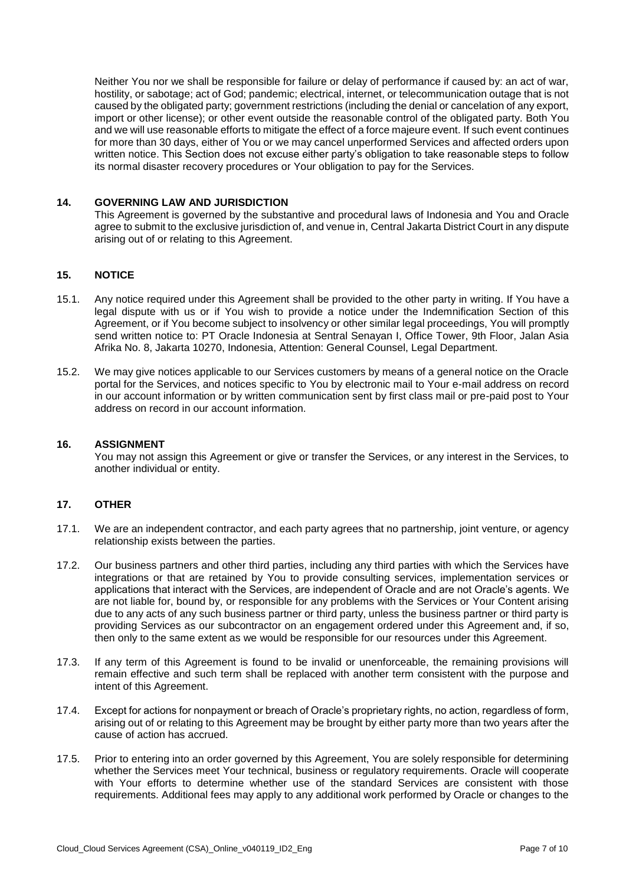Neither You nor we shall be responsible for failure or delay of performance if caused by: an act of war, hostility, or sabotage; act of God; pandemic; electrical, internet, or telecommunication outage that is not caused by the obligated party; government restrictions (including the denial or cancelation of any export, import or other license); or other event outside the reasonable control of the obligated party. Both You and we will use reasonable efforts to mitigate the effect of a force majeure event. If such event continues for more than 30 days, either of You or we may cancel unperformed Services and affected orders upon written notice. This Section does not excuse either party's obligation to take reasonable steps to follow its normal disaster recovery procedures or Your obligation to pay for the Services.

## 14. GOVERNING LAW AND JURISDICTION

This Agreement is governed by the substantive and procedural laws of Indonesia and You and Oracle agree to submit to the exclusive jurisdiction of, and venue in, Central Jakarta District Court in any dispute arising out of or relating to this Agreement.

## 15. NOTICE

15.1. Any notice required under this Agreement shall be provided to the other party in writing. If You have a legal dispute with us or if You wish to provide a notice under the Indemnification Section of this Agreement, or if You become subject to insolvency or other similar legal proceedings, You will promptly send written notice to: PT Oracle Indonesia at Sentral Senayan I, Office Tower, 9th Floor, Jalan Asia Afrika No. 8, Jakarta 10270, Indonesia, Attention: General Counsel, Legal Department.

15.2. We may give notices applicable to our Services customers by means of a general notice on the Oracle portal for the Services, and notices specific to You by electronic mail to Your e-mail address on record in our account information or by written communication sent by first class mail or pre-paid post to Your address on record in our account information.

## 16. ASSIGNMENT

You may not assign this Agreement or give or transfer the Services, or any interest in the Services, to another individual or entity.

## 17. OTHER

17.1. We are an independent contractor, and each party agrees that no partnership, joint venture, or agency relationship exists between the parties.

17.2. Our business partners and other third parties, including any third parties with which the Services have integrations or that are retained by You to provide consulting services, implementation services or applications that interact with the Services, are independent of Oracle and are not Oracle's agents. We are not liable for, bound by, or responsible for any problems with the Services or Your Content arising due to any acts of any such business partner or third party, unless the business partner or third party is providing Services as our subcontractor on an engagement ordered under this Agreement and, if so, then only to the same extent as we would be responsible for our resources under this Agreement.

17.3. If any term of this Agreement is found to be invalid or unenforceable, the remaining provisions will remain effective and such term shall be replaced with another term consistent with the purpose and intent of this Agreement.

17.4. Except for actions for nonpayment or breach of Oracle's proprietary rights, no action, regardless of form, arising out of or relating to this Agreement may be brought by either party more than two years after the cause of action has accrued.

17.5. Prior to entering into an order governed by this Agreement, You are solely responsible for determining whether the Services meet Your technical, business or regulatory requirements. Oracle will cooperate with Your efforts to determine whether use of the standard Services are consistent with those requirements. Additional fees may apply to any additional work performed by Oracle or changes to the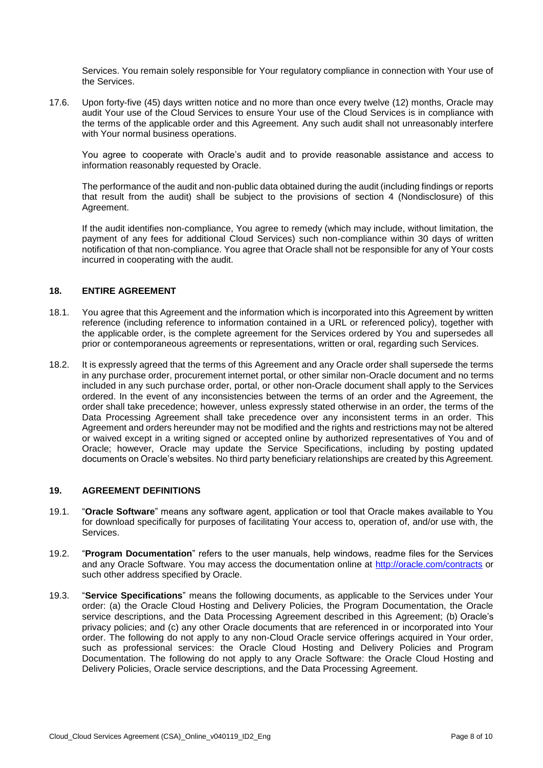Services. You remain solely responsible for Your regulatory compliance in connection with Your use of the Services.

17.6. Upon forty-five (45) days written notice and no more than once every twelve (12) months, Oracle may audit Your use of the Cloud Services to ensure Your use of the Cloud Services is in compliance with the terms of the applicable order and this Agreement. Any such audit shall not unreasonably interfere with Your normal business operations.

You agree to cooperate with Oracle's audit and to provide reasonable assistance and access to information reasonably requested by Oracle.

The performance of the audit and non-public data obtained during the audit (including findings or reports that result from the audit) shall be subject to the provisions of section 4 (Nondisclosure) of this Agreement.

If the audit identifies non-compliance, You agree to remedy (which may include, without limitation, the payment of any fees for additional Cloud Services) such non-compliance within 30 days of written notification of that non-compliance. You agree that Oracle shall not be responsible for any of Your costs incurred in cooperating with the audit.

## 18. ENTIRE AGREEMENT

18.1. You agree that this Agreement and the information which is incorporated into this Agreement by written reference (including reference to information contained in a URL or referenced policy), together with the applicable order, is the complete agreement for the Services ordered by You and supersedes all prior or contemporaneous agreements or representations, written or oral, regarding such Services.

18.2. It is expressly agreed that the terms of this Agreement and any Oracle order shall supersede the terms in any purchase order, procurement internet portal, or other similar non-Oracle document and no terms included in any such purchase order, portal, or other non-Oracle document shall apply to the Services ordered. In the event of any inconsistencies between the terms of an order and the Agreement, the order shall take precedence; however, unless expressly stated otherwise in an order, the terms of the Data Processing Agreement shall take precedence over any inconsistent terms in an order. This Agreement and orders hereunder may not be modified and the rights and restrictions may not be altered or waived except in a writing signed or accepted online by authorized representatives of You and of Oracle; however, Oracle may update the Service Specifications, including by posting updated documents on Oracle's websites. No third party beneficiary relationships are created by this Agreement.

## 19. AGREEMENT DEFINITIONS

19.1. "**Oracle Software**" means any software agent, application or tool that Oracle makes available to You for download specifically for purposes of facilitating Your access to, operation of, and/or use with, the Services.

19.2. "**Program Documentation**" refers to the user manuals, help windows, readme files for the Services and any Oracle Software. You may access the documentation online at [http://oracle.com/contracts](http://oracle.com/contracts) or such other address specified by Oracle.

19.3. "**Service Specifications**" means the following documents, as applicable to the Services under Your order: (a) the Oracle Cloud Hosting and Delivery Policies, the Program Documentation, the Oracle service descriptions, and the Data Processing Agreement described in this Agreement; (b) Oracle's privacy policies; and (c) any other Oracle documents that are referenced in or incorporated into Your order. The following do not apply to any non-Cloud Oracle service offerings acquired in Your order, such as professional services: the Oracle Cloud Hosting and Delivery Policies and Program Documentation. The following do not apply to any Oracle Software: the Oracle Cloud Hosting and Delivery Policies, Oracle service descriptions, and the Data Processing Agreement.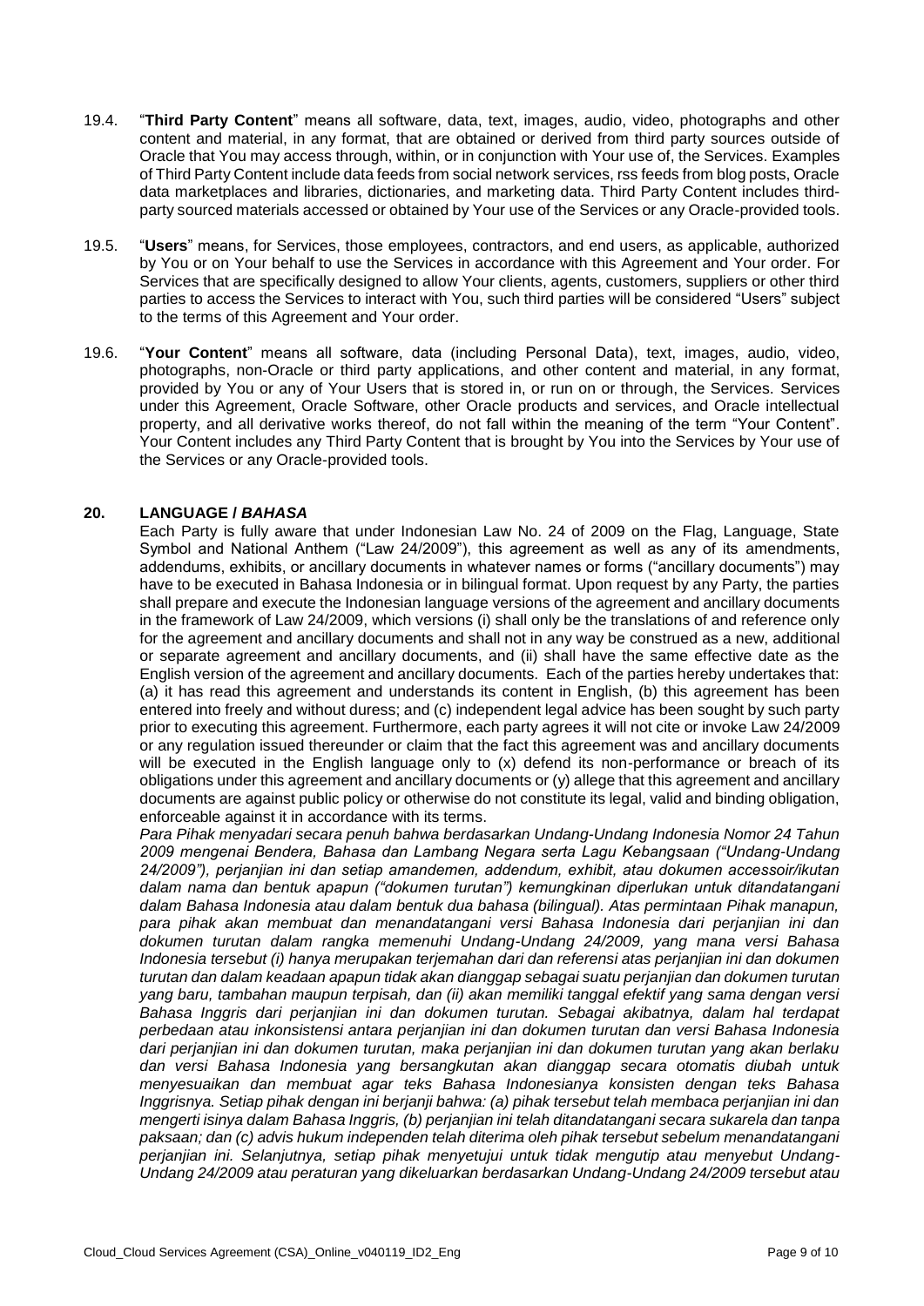19.4. "**Third Party Content**" means all software, data, text, images, audio, video, photographs and other content and material, in any format, that are obtained or derived from third party sources outside of Oracle that You may access through, within, or in conjunction with Your use of, the Services. Examples of Third Party Content include data feeds from social network services, rss feeds from blog posts, Oracle data marketplaces and libraries, dictionaries, and marketing data. Third Party Content includes third-party sourced materials accessed or obtained by Your use of the Services or any Oracle-provided tools.

19.5. "**Users**" means, for Services, those employees, contractors, and end users, as applicable, authorized by You or on Your behalf to use the Services in accordance with this Agreement and Your order. For Services that are specifically designed to allow Your clients, agents, customers, suppliers or other third parties to access the Services to interact with You, such third parties will be considered "Users" subject to the terms of this Agreement and Your order.

19.6. "**Your Content**" means all software, data (including Personal Data), text, images, audio, video, photographs, non-Oracle or third party applications, and other content and material, in any format, provided by You or any of Your Users that is stored in, or run on or through, the Services. Services under this Agreement, Oracle Software, other Oracle products and services, and Oracle intellectual property, and all derivative works thereof, do not fall within the meaning of the term "Your Content". Your Content includes any Third Party Content that is brought by You into the Services by Your use of the Services or any Oracle-provided tools.

## 20. LANGUAGE / *BAHASA*

Each Party is fully aware that under Indonesian Law No. 24 of 2009 on the Flag, Language, State Symbol and National Anthem ("Law 24/2009"), this agreement as well as any of its amendments, addendums, exhibits, or ancillary documents in whatever names or forms ("ancillary documents") may have to be executed in Bahasa Indonesia or in bilingual format. Upon request by any Party, the parties shall prepare and execute the Indonesian language versions of the agreement and ancillary documents in the framework of Law 24/2009, which versions (i) shall only be the translations of and reference only for the agreement and ancillary documents and shall not in any way be construed as a new, additional or separate agreement and ancillary documents, and (ii) shall have the same effective date as the English version of the agreement and ancillary documents. Each of the parties hereby undertakes that: (a) it has read this agreement and understands its content in English, (b) this agreement has been entered into freely and without duress; and (c) independent legal advice has been sought by such party prior to executing this agreement. Furthermore, each party agrees it will not cite or invoke Law 24/2009 or any regulation issued thereunder or claim that the fact this agreement was and ancillary documents will be executed in the English language only to (x) defend its non-performance or breach of its obligations under this agreement and ancillary documents or (y) allege that this agreement and ancillary documents are against public policy or otherwise do not constitute its legal, valid and binding obligation, enforceable against it in accordance with its terms.

*Para Pihak menyadari secara penuh bahwa berdasarkan Undang-Undang Indonesia Nomor 24 Tahun 2009 mengenai Bendera, Bahasa dan Lambang Negara serta Lagu Kebangsaan ("Undang-Undang 24/2009"), perjanjian ini dan setiap amandemen, addendum, exhibit, atau dokumen accessoir/ikutan dalam nama dan bentuk apapun ("dokumen turutan") kemungkinan diperlukan untuk ditandatangani dalam Bahasa Indonesia atau dalam bentuk dua bahasa (bilingual). Atas permintaan Pihak manapun, para pihak akan membuat dan menandatangani versi Bahasa Indonesia dari perjanjian ini dan dokumen turutan dalam rangka memenuhi Undang-Undang 24/2009, yang mana versi Bahasa Indonesia tersebut (i) hanya merupakan terjemahan dari dan referensi atas perjanjian ini dan dokumen turutan dan dalam keadaan apapun tidak akan dianggap sebagai suatu perjanjian dan dokumen turutan yang baru, tambahan maupun terpisah, dan (ii) akan memiliki tanggal efektif yang sama dengan versi Bahasa Inggris dari perjanjian ini dan dokumen turutan. Sebagai akibatnya, dalam hal terdapat perbedaan atau inkonsistensi antara perjanjian ini dan dokumen turutan dan versi Bahasa Indonesia dari perjanjian ini dan dokumen turutan, maka perjanjian ini dan dokumen turutan yang akan berlaku dan versi Bahasa Indonesia yang bersangkutan akan dianggap secara otomatis diubah untuk menyesuaikan dan membuat agar teks Bahasa Indonesianya konsisten dengan teks Bahasa Inggrisnya. Setiap pihak dengan ini berjanji bahwa: (a) pihak tersebut telah membaca perjanjian ini dan mengerti isinya dalam Bahasa Inggris, (b) perjanjian ini telah ditandatangani secara sukarela dan tanpa paksaan; dan (c) advis hukum independen telah diterima oleh pihak tersebut sebelum menandatangani perjanjian ini. Selanjutnya, setiap pihak menyetujui untuk tidak mengutip atau menyebut Undang-Undang 24/2009 atau peraturan yang dikeluarkan berdasarkan Undang-Undang 24/2009 tersebut atau*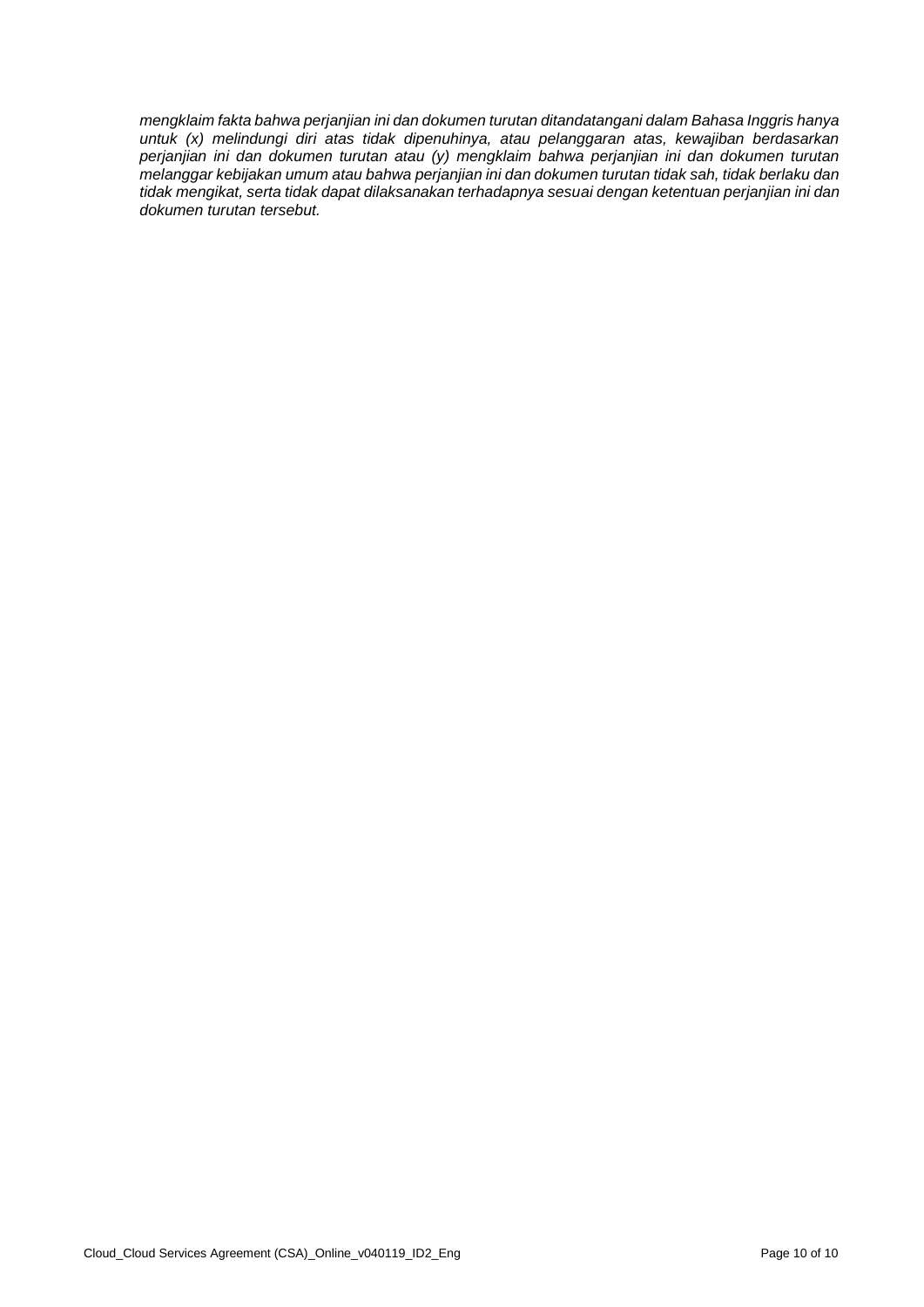*mengklaim fakta bahwa perjanjian ini dan dokumen turutan ditandatangani dalam Bahasa Inggris hanya untuk (x) melindungi diri atas tidak dipenuhinya, atau pelanggaran atas, kewajiban berdasarkan perjanjian ini dan dokumen turutan atau (y) mengklaim bahwa perjanjian ini dan dokumen turutan melanggar kebijakan umum atau bahwa perjanjian ini dan dokumen turutan tidak sah, tidak berlaku dan tidak mengikat, serta tidak dapat dilaksanakan terhadapnya sesuai dengan ketentuan perjanjian ini dan dokumen turutan tersebut.*